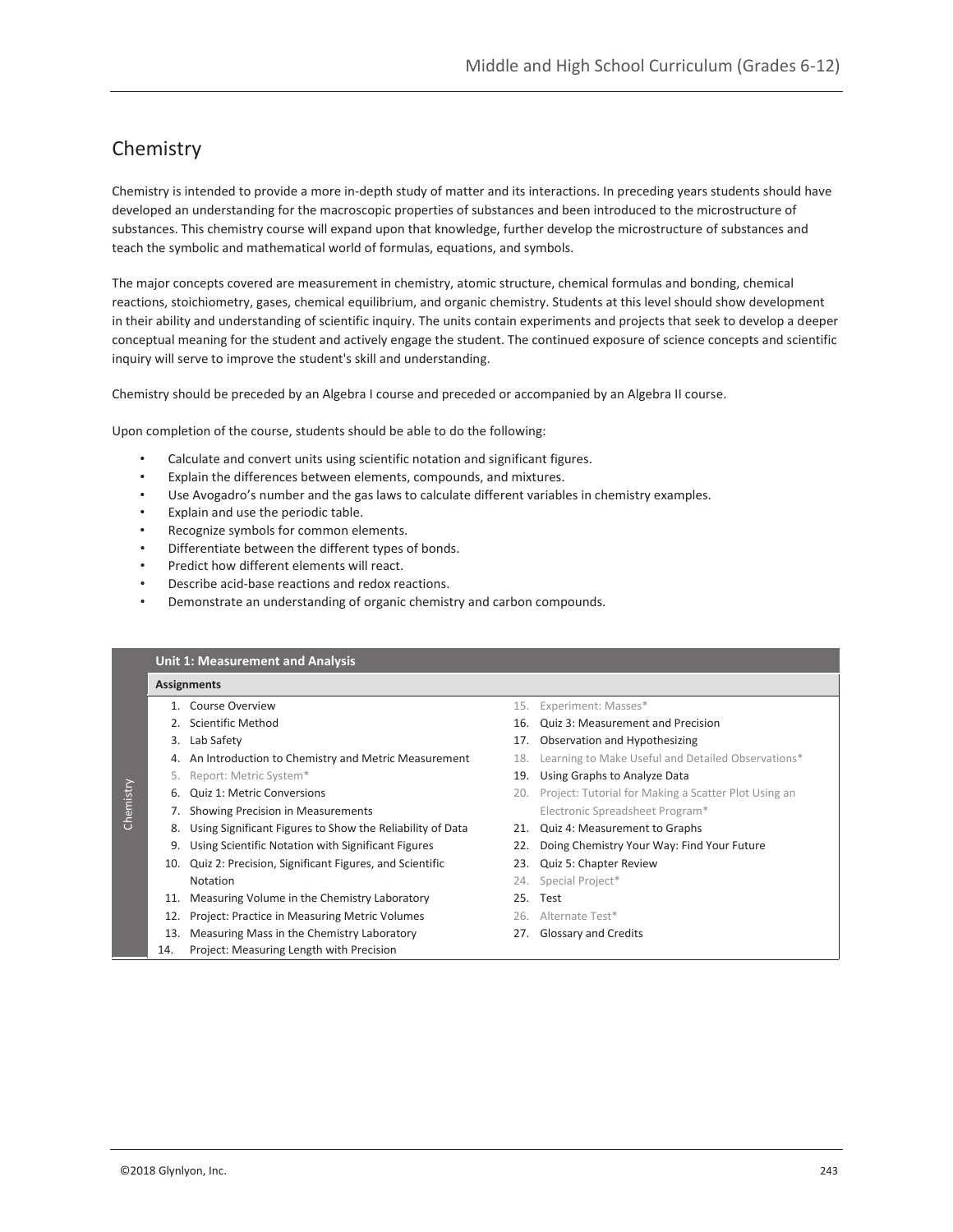# Chemistry

Chemistry is intended to provide a more in-depth study of matter and its interactions. In preceding years students should have developed an understanding for the macroscopic properties of substances and been introduced to the microstructure of substances. This chemistry course will expand upon that knowledge, further develop the microstructure of substances and teach the symbolic and mathematical world of formulas, equations, and symbols.

The major concepts covered are measurement in chemistry, atomic structure, chemical formulas and bonding, chemical reactions, stoichiometry, gases, chemical equilibrium, and organic chemistry. Students at this level should show development in their ability and understanding of scientific inquiry. The units contain experiments and projects that seek to develop a deeper conceptual meaning for the student and actively engage the student. The continued exposure of science concepts and scientific inquiry will serve to improve the student's skill and understanding.

Chemistry should be preceded by an Algebra I course and preceded or accompanied by an Algebra II course.

Upon completion of the course, students should be able to do the following:

- Calculate and convert units using scientific notation and significant figures.
- Explain the differences between elements, compounds, and mixtures.
- Use Avogadro's number and the gas laws to calculate different variables in chemistry examples.
- Explain and use the periodic table.
- Recognize symbols for common elements.
- Differentiate between the different types of bonds.
- Predict how different elements will react.
- Describe acid-base reactions and redox reactions.
- Demonstrate an understanding of organic chemistry and carbon compounds.

## Unit 1: Measurement and Analysis

**Assignments**

1. Course Overview
2. Scientific Method
3. Lab Safety
4. An Introduction to Chemistry and Metric Measurement
5. Report: Metric System*
6. Quiz 1: Metric Conversions
7. Showing Precision in Measurements
8. Using Significant Figures to Show the Reliability of Data
9. Using Scientific Notation with Significant Figures
10. Quiz 2: Precision, Significant Figures, and Scientific Notation
11. Measuring Volume in the Chemistry Laboratory
12. Project: Practice in Measuring Metric Volumes
13. Measuring Mass in the Chemistry Laboratory
14. Project: Measuring Length with Precision
15. Experiment: Masses*
16. Quiz 3: Measurement and Precision
17. Observation and Hypothesizing
18. Learning to Make Useful and Detailed Observations*
19. Using Graphs to Analyze Data
20. Project: Tutorial for Making a Scatter Plot Using an Electronic Spreadsheet Program*
21. Quiz 4: Measurement to Graphs
22. Doing Chemistry Your Way: Find Your Future
23. Quiz 5: Chapter Review
24. Special Project*
25. Test
26. Alternate Test*
27. Glossary and Credits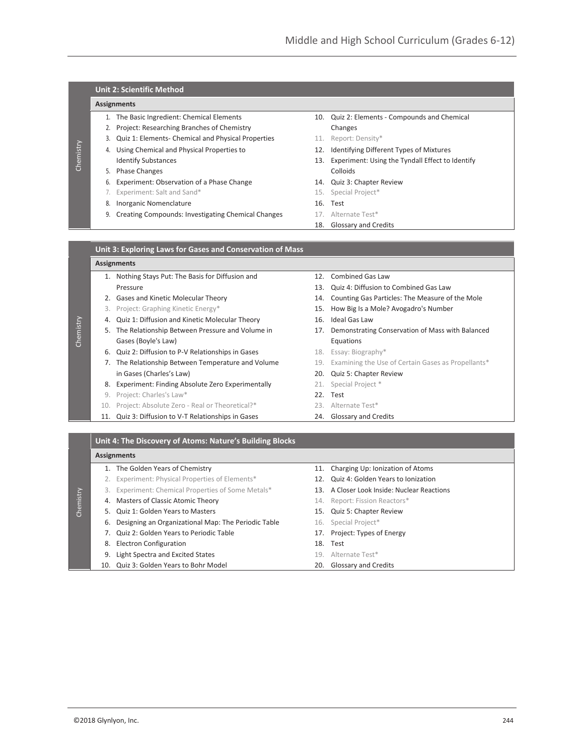## Unit 2: Scientific Method

**Assignments**

1. The Basic Ingredient: Chemical Elements
2. Project: Researching Branches of Chemistry
3. Quiz 1: Elements- Chemical and Physical Properties
4. Using Chemical and Physical Properties to Identify Substances
5. Phase Changes
6. Experiment: Observation of a Phase Change
7. Experiment: Salt and Sand*
8. Inorganic Nomenclature
9. Creating Compounds: Investigating Chemical Changes
10. Quiz 2: Elements - Compounds and Chemical Changes
11. Report: Density*
12. Identifying Different Types of Mixtures
13. Experiment: Using the Tyndall Effect to Identify Colloids
14. Quiz 3: Chapter Review
15. Special Project*
16. Test
17. Alternate Test*
18. Glossary and Credits

## Unit 3: Exploring Laws for Gases and Conservation of Mass

**Assignments**

1. Nothing Stays Put: The Basis for Diffusion and Pressure
2. Gases and Kinetic Molecular Theory
3. Project: Graphing Kinetic Energy*
4. Quiz 1: Diffusion and Kinetic Molecular Theory
5. The Relationship Between Pressure and Volume in Gases (Boyle's Law)
6. Quiz 2: Diffusion to P-V Relationships in Gases
7. The Relationship Between Temperature and Volume in Gases (Charles's Law)
8. Experiment: Finding Absolute Zero Experimentally
9. Project: Charles's Law*
10. Project: Absolute Zero - Real or Theoretical?*
11. Quiz 3: Diffusion to V-T Relationships in Gases
12. Combined Gas Law
13. Quiz 4: Diffusion to Combined Gas Law
14. Counting Gas Particles: The Measure of the Mole
15. How Big Is a Mole? Avogadro's Number
16. Ideal Gas Law
17. Demonstrating Conservation of Mass with Balanced Equations
18. Essay: Biography*
19. Examining the Use of Certain Gases as Propellants*
20. Quiz 5: Chapter Review
21. Special Project *
22. Test
23. Alternate Test*
24. Glossary and Credits

## Unit 4: The Discovery of Atoms: Nature's Building Blocks

**Assignments**

1. The Golden Years of Chemistry
2. Experiment: Physical Properties of Elements*
3. Experiment: Chemical Properties of Some Metals*
4. Masters of Classic Atomic Theory
5. Quiz 1: Golden Years to Masters
6. Designing an Organizational Map: The Periodic Table
7. Quiz 2: Golden Years to Periodic Table
8. Electron Configuration
9. Light Spectra and Excited States
10. Quiz 3: Golden Years to Bohr Model
11. Charging Up: Ionization of Atoms
12. Quiz 4: Golden Years to Ionization
13. A Closer Look Inside: Nuclear Reactions
14. Report: Fission Reactors*
15. Quiz 5: Chapter Review
16. Special Project*
17. Project: Types of Energy
18. Test
19. Alternate Test*
20. Glossary and Credits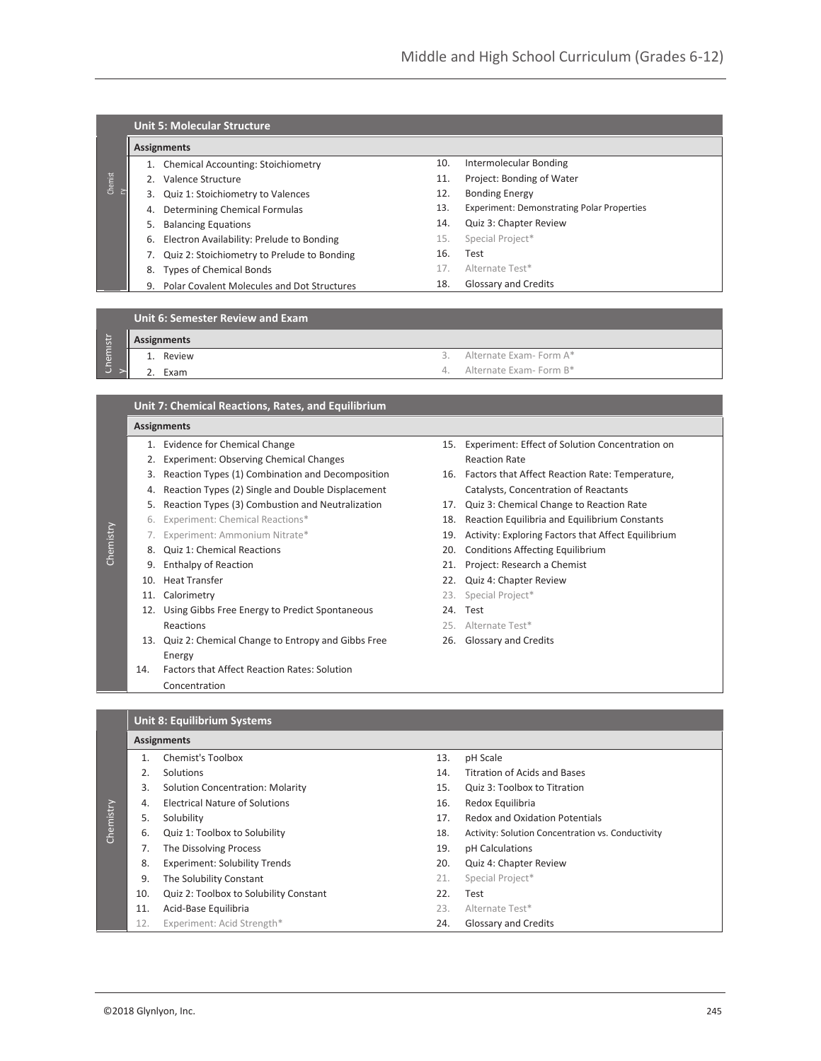## Unit 5: Molecular Structure

**Assignments**

1. Chemical Accounting: Stoichiometry
2. Valence Structure
3. Quiz 1: Stoichiometry to Valences
4. Determining Chemical Formulas
5. Balancing Equations
6. Electron Availability: Prelude to Bonding
7. Quiz 2: Stoichiometry to Prelude to Bonding
8. Types of Chemical Bonds
9. Polar Covalent Molecules and Dot Structures
10. Intermolecular Bonding
11. Project: Bonding of Water
12. Bonding Energy
13. Experiment: Demonstrating Polar Properties
14. Quiz 3: Chapter Review
15. Special Project*
16. Test
17. Alternate Test*
18. Glossary and Credits

## Unit 6: Semester Review and Exam

**Assignments**

1. Review
2. Exam
3. Alternate Exam- Form A*
4. Alternate Exam- Form B*

## Unit 7: Chemical Reactions, Rates, and Equilibrium

**Assignments**

1. Evidence for Chemical Change
2. Experiment: Observing Chemical Changes
3. Reaction Types (1) Combination and Decomposition
4. Reaction Types (2) Single and Double Displacement
5. Reaction Types (3) Combustion and Neutralization
6. Experiment: Chemical Reactions*
7. Experiment: Ammonium Nitrate*
8. Quiz 1: Chemical Reactions
9. Enthalpy of Reaction
10. Heat Transfer
11. Calorimetry
12. Using Gibbs Free Energy to Predict Spontaneous Reactions
13. Quiz 2: Chemical Change to Entropy and Gibbs Free Energy
14. Factors that Affect Reaction Rates: Solution Concentration
15. Experiment: Effect of Solution Concentration on Reaction Rate
16. Factors that Affect Reaction Rate: Temperature, Catalysts, Concentration of Reactants
17. Quiz 3: Chemical Change to Reaction Rate
18. Reaction Equilibria and Equilibrium Constants
19. Activity: Exploring Factors that Affect Equilibrium
20. Conditions Affecting Equilibrium
21. Project: Research a Chemist
22. Quiz 4: Chapter Review
23. Special Project*
24. Test
25. Alternate Test*
26. Glossary and Credits

## Unit 8: Equilibrium Systems

**Assignments**

1. Chemist's Toolbox
2. Solutions
3. Solution Concentration: Molarity
4. Electrical Nature of Solutions
5. Solubility
6. Quiz 1: Toolbox to Solubility
7. The Dissolving Process
8. Experiment: Solubility Trends
9. The Solubility Constant
10. Quiz 2: Toolbox to Solubility Constant
11. Acid-Base Equilibria
12. Experiment: Acid Strength*
13. pH Scale
14. Titration of Acids and Bases
15. Quiz 3: Toolbox to Titration
16. Redox Equilibria
17. Redox and Oxidation Potentials
18. Activity: Solution Concentration vs. Conductivity
19. pH Calculations
20. Quiz 4: Chapter Review
21. Special Project*
22. Test
23. Alternate Test*
24. Glossary and Credits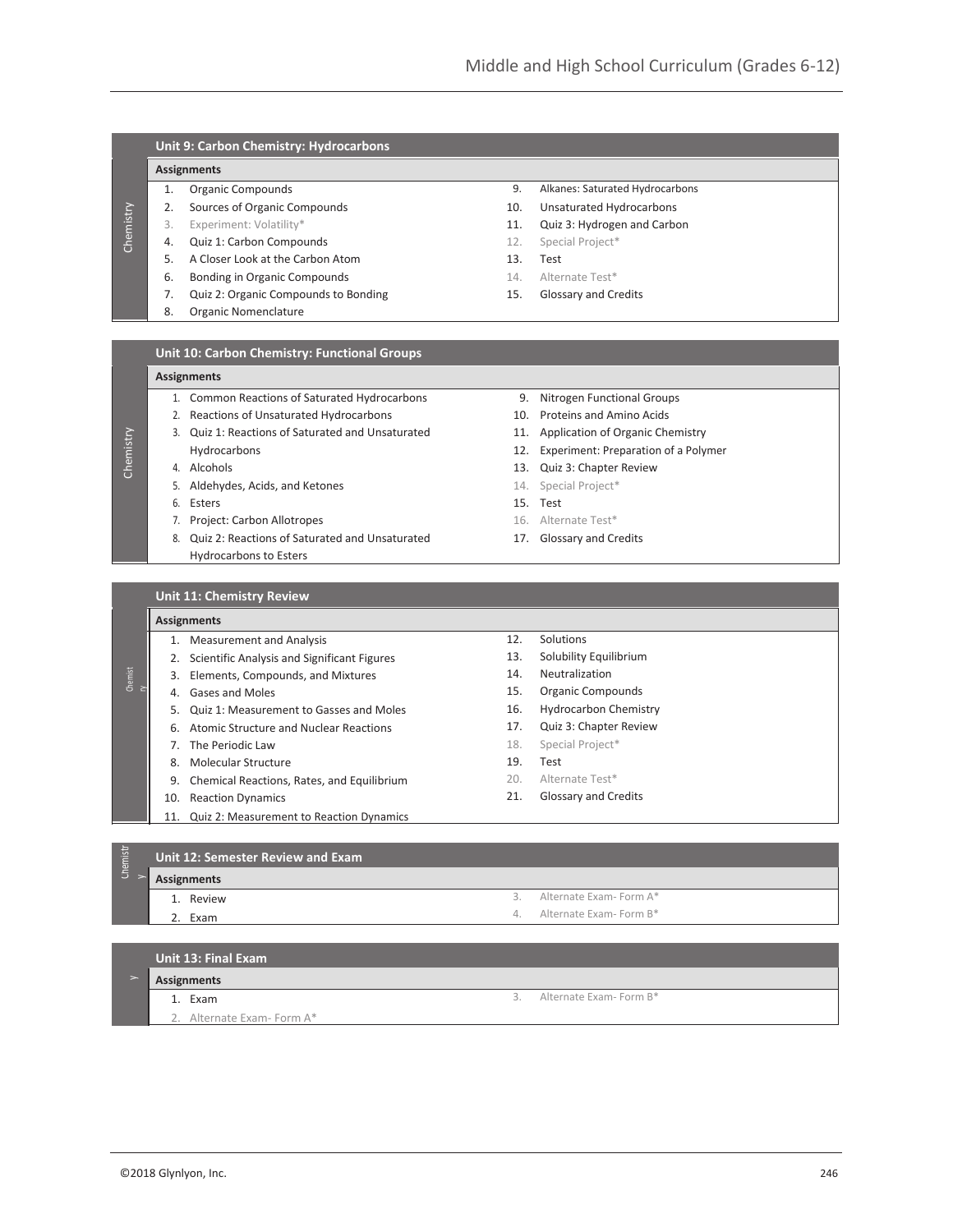## Unit 9: Carbon Chemistry: Hydrocarbons

**Assignments**

1. Organic Compounds
2. Sources of Organic Compounds
3. Experiment: Volatility*
4. Quiz 1: Carbon Compounds
5. A Closer Look at the Carbon Atom
6. Bonding in Organic Compounds
7. Quiz 2: Organic Compounds to Bonding
8. Organic Nomenclature
9. Alkanes: Saturated Hydrocarbons
10. Unsaturated Hydrocarbons
11. Quiz 3: Hydrogen and Carbon
12. Special Project*
13. Test
14. Alternate Test*
15. Glossary and Credits

## Unit 10: Carbon Chemistry: Functional Groups

**Assignments**

1. Common Reactions of Saturated Hydrocarbons
2. Reactions of Unsaturated Hydrocarbons
3. Quiz 1: Reactions of Saturated and Unsaturated Hydrocarbons
4. Alcohols
5. Aldehydes, Acids, and Ketones
6. Esters
7. Project: Carbon Allotropes
8. Quiz 2: Reactions of Saturated and Unsaturated Hydrocarbons to Esters
9. Nitrogen Functional Groups
10. Proteins and Amino Acids
11. Application of Organic Chemistry
12. Experiment: Preparation of a Polymer
13. Quiz 3: Chapter Review
14. Special Project*
15. Test
16. Alternate Test*
17. Glossary and Credits

## Unit 11: Chemistry Review

**Assignments**

1. Measurement and Analysis
2. Scientific Analysis and Significant Figures
3. Elements, Compounds, and Mixtures
4. Gases and Moles
5. Quiz 1: Measurement to Gasses and Moles
6. Atomic Structure and Nuclear Reactions
7. The Periodic Law
8. Molecular Structure
9. Chemical Reactions, Rates, and Equilibrium
10. Reaction Dynamics
11. Quiz 2: Measurement to Reaction Dynamics
12. Solutions
13. Solubility Equilibrium
14. Neutralization
15. Organic Compounds
16. Hydrocarbon Chemistry
17. Quiz 3: Chapter Review
18. Special Project*
19. Test
20. Alternate Test*
21. Glossary and Credits

## Unit 12: Semester Review and Exam

**Assignments**

1. Review
2. Exam
3. Alternate Exam- Form A*
4. Alternate Exam- Form B*

## Unit 13: Final Exam

**Assignments**

1. Exam
2. Alternate Exam- Form A*
3. Alternate Exam- Form B*